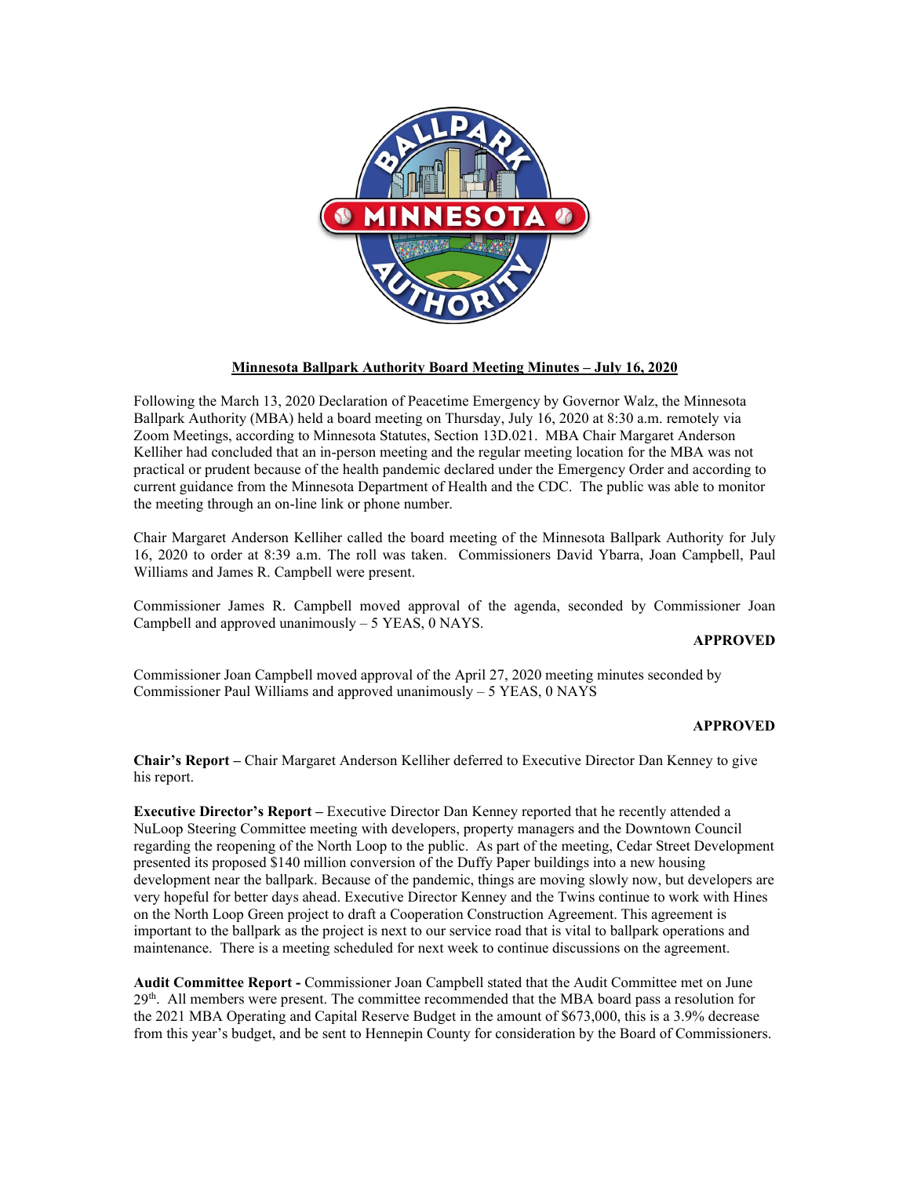**Minnesota Ballpark Authority Board Meeting Minutes – July 16, 2020**

Following the March 13, 2020 Declaration of Peacetime Emergency by Governor Walz, the Minnesota Ballpark Authority (MBA) held a board meeting on Thursday, July 16, 2020 at 8:30 a.m. remotely via Zoom Meetings, according to Minnesota Statutes, Section 13D.021. MBA Chair Margaret Anderson Kelliher had concluded that an in-person meeting and the regular meeting location for the MBA was not practical or prudent because of the health pandemic declared under the Emergency Order and according to current guidance from the Minnesota Department of Health and the CDC. The public was able to monitor the meeting through an on-line link or phone number.

Chair Margaret Anderson Kelliher called the board meeting of the Minnesota Ballpark Authority for July 16, 2020 to order at 8:39 a.m. The roll was taken. Commissioners David Ybarra, Joan Campbell, Paul Williams and James R. Campbell were present.

Commissioner James R. Campbell moved approval of the agenda, seconded by Commissioner Joan Campbell and approved unanimously – 5 YEAS, 0 NAYS.

**APPROVED**

Commissioner Joan Campbell moved approval of the April 27, 2020 meeting minutes seconded by Commissioner Paul Williams and approved unanimously – 5 YEAS, 0 NAYS

**APPROVED**

**Chair's Report –** Chair Margaret Anderson Kelliher deferred to Executive Director Dan Kenney to give his report.

**Executive Director's Report –** Executive Director Dan Kenney reported that he recently attended a NuLoop Steering Committee meeting with developers, property managers and the Downtown Council regarding the reopening of the North Loop to the public. As part of the meeting, Cedar Street Development presented its proposed $140 million conversion of the Duffy Paper buildings into a new housing development near the ballpark. Because of the pandemic, things are moving slowly now, but developers are very hopeful for better days ahead. Executive Director Kenney and the Twins continue to work with Hines on the North Loop Green project to draft a Cooperation Construction Agreement. This agreement is important to the ballpark as the project is next to our service road that is vital to ballpark operations and maintenance. There is a meeting scheduled for next week to continue discussions on the agreement.

**Audit Committee Report -** Commissioner Joan Campbell stated that the Audit Committee met on June 29th. All members were present. The committee recommended that the MBA board pass a resolution for the 2021 MBA Operating and Capital Reserve Budget in the amount of $673,000, this is a 3.9% decrease from this year's budget, and be sent to Hennepin County for consideration by the Board of Commissioners.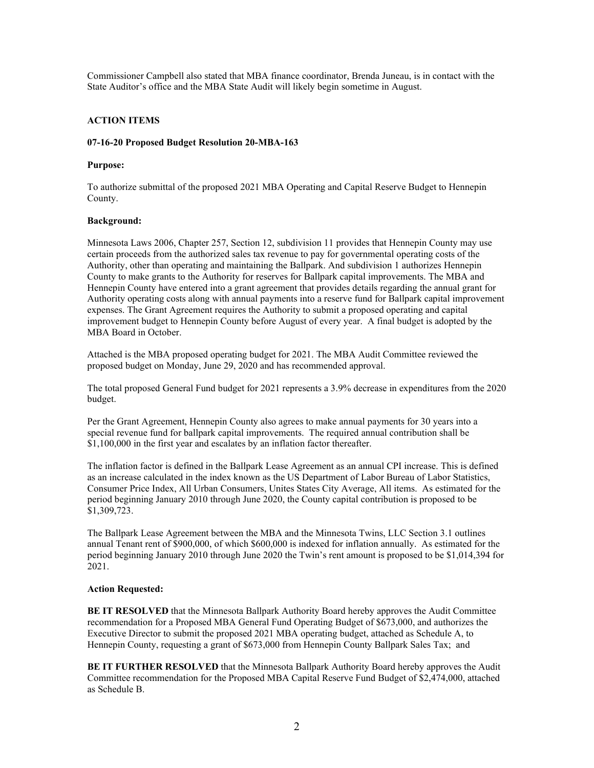Commissioner Campbell also stated that MBA finance coordinator, Brenda Juneau, is in contact with the State Auditor's office and the MBA State Audit will likely begin sometime in August.

**ACTION ITEMS**

**07-16-20 Proposed Budget Resolution 20-MBA-163**

**Purpose:**

To authorize submittal of the proposed 2021 MBA Operating and Capital Reserve Budget to Hennepin County.

**Background:**

Minnesota Laws 2006, Chapter 257, Section 12, subdivision 11 provides that Hennepin County may use certain proceeds from the authorized sales tax revenue to pay for governmental operating costs of the Authority, other than operating and maintaining the Ballpark. And subdivision 1 authorizes Hennepin County to make grants to the Authority for reserves for Ballpark capital improvements. The MBA and Hennepin County have entered into a grant agreement that provides details regarding the annual grant for Authority operating costs along with annual payments into a reserve fund for Ballpark capital improvement expenses. The Grant Agreement requires the Authority to submit a proposed operating and capital improvement budget to Hennepin County before August of every year. A final budget is adopted by the MBA Board in October.

Attached is the MBA proposed operating budget for 2021. The MBA Audit Committee reviewed the proposed budget on Monday, June 29, 2020 and has recommended approval.

The total proposed General Fund budget for 2021 represents a 3.9% decrease in expenditures from the 2020 budget.

Per the Grant Agreement, Hennepin County also agrees to make annual payments for 30 years into a special revenue fund for ballpark capital improvements. The required annual contribution shall be $1,100,000 in the first year and escalates by an inflation factor thereafter.

The inflation factor is defined in the Ballpark Lease Agreement as an annual CPI increase. This is defined as an increase calculated in the index known as the US Department of Labor Bureau of Labor Statistics, Consumer Price Index, All Urban Consumers, Unites States City Average, All items. As estimated for the period beginning January 2010 through June 2020, the County capital contribution is proposed to be $1,309,723.

The Ballpark Lease Agreement between the MBA and the Minnesota Twins, LLC Section 3.1 outlines annual Tenant rent of $900,000, of which $600,000 is indexed for inflation annually. As estimated for the period beginning January 2010 through June 2020 the Twin's rent amount is proposed to be $1,014,394 for 2021.

**Action Requested:**

**BE IT RESOLVED** that the Minnesota Ballpark Authority Board hereby approves the Audit Committee recommendation for a Proposed MBA General Fund Operating Budget of $673,000, and authorizes the Executive Director to submit the proposed 2021 MBA operating budget, attached as Schedule A, to Hennepin County, requesting a grant of $673,000 from Hennepin County Ballpark Sales Tax; and

**BE IT FURTHER RESOLVED** that the Minnesota Ballpark Authority Board hereby approves the Audit Committee recommendation for the Proposed MBA Capital Reserve Fund Budget of $2,474,000, attached as Schedule B.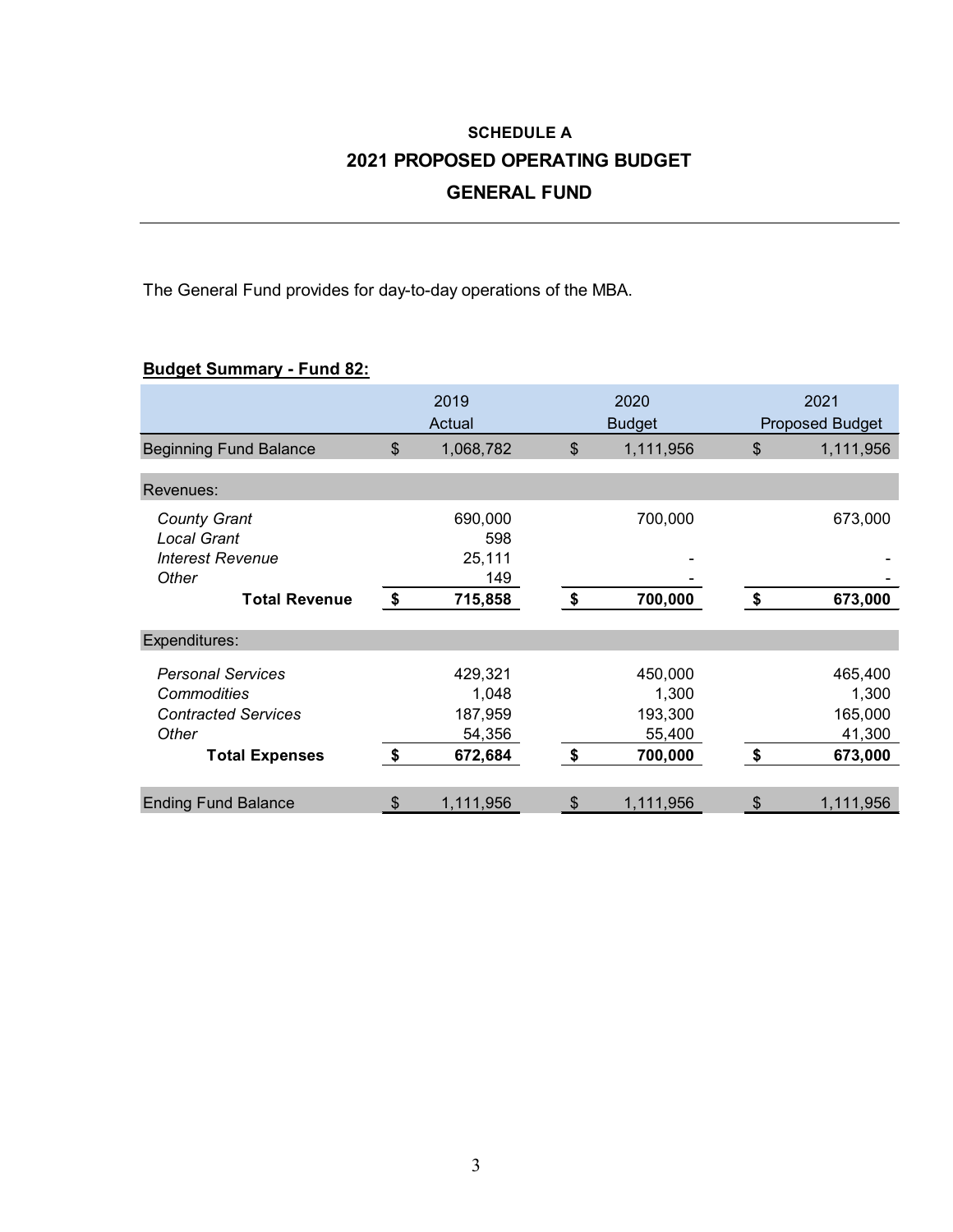# SCHEDULE A

## 2021 PROPOSED OPERATING BUDGET

## GENERAL FUND

The General Fund provides for day-to-day operations of the MBA.

**Budget Summary - Fund 82:**

| | 2019 Actual | 2020 Budget | 2021 Proposed Budget |
|---|---|---|---|
| Beginning Fund Balance | $ 1,068,782 | $ 1,111,956 | $ 1,111,956 |
| Revenues: | | | |
| *County Grant* | 690,000 | 700,000 | 673,000 |
| *Local Grant* | 598 | | |
| *Interest Revenue* | 25,111 | - | - |
| *Other* | 149 | - | - |
| **Total Revenue** | **$ 715,858** | **$ 700,000** | **$ 673,000** |
| Expenditures: | | | |
| *Personal Services* | 429,321 | 450,000 | 465,400 |
| *Commodities* | 1,048 | 1,300 | 1,300 |
| *Contracted Services* | 187,959 | 193,300 | 165,000 |
| *Other* | 54,356 | 55,400 | 41,300 |
| **Total Expenses** | **$ 672,684** | **$ 700,000** | **$ 673,000** |
| Ending Fund Balance | $ 1,111,956 | $ 1,111,956 | $ 1,111,956 |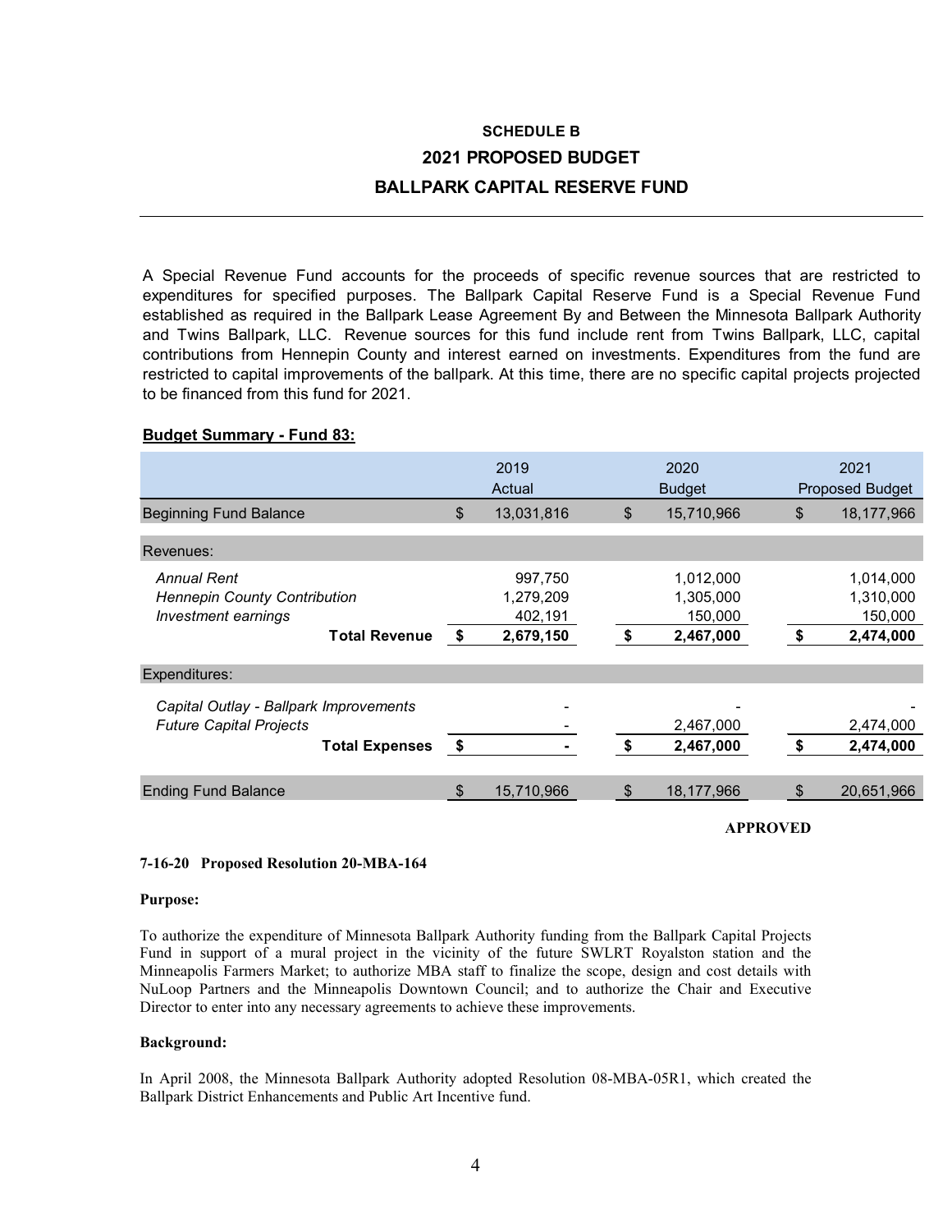## SCHEDULE B

## 2021 PROPOSED BUDGET

## BALLPARK CAPITAL RESERVE FUND

A Special Revenue Fund accounts for the proceeds of specific revenue sources that are restricted to expenditures for specified purposes. The Ballpark Capital Reserve Fund is a Special Revenue Fund established as required in the Ballpark Lease Agreement By and Between the Minnesota Ballpark Authority and Twins Ballpark, LLC. Revenue sources for this fund include rent from Twins Ballpark, LLC, capital contributions from Hennepin County and interest earned on investments. Expenditures from the fund are restricted to capital improvements of the ballpark. At this time, there are no specific capital projects projected to be financed from this fund for 2021.

**Budget Summary - Fund 83:**

| | 2019 Actual | 2020 Budget | 2021 Proposed Budget |
|---|---|---|---|
| Beginning Fund Balance | $ 13,031,816 | $ 15,710,966 | $ 18,177,966 |
| Revenues: | | | |
| *Annual Rent* | 997,750 | 1,012,000 | 1,014,000 |
| *Hennepin County Contribution* | 1,279,209 | 1,305,000 | 1,310,000 |
| *Investment earnings* | 402,191 | 150,000 | 150,000 |
| **Total Revenue** | **$ 2,679,150** | **$ 2,467,000** | **$ 2,474,000** |
| Expenditures: | | | |
| *Capital Outlay - Ballpark Improvements* | - | - | - |
| *Future Capital Projects* | - | 2,467,000 | 2,474,000 |
| **Total Expenses** | **$ -** | **$ 2,467,000** | **$ 2,474,000** |
| Ending Fund Balance | $ 15,710,966 | $ 18,177,966 | $ 20,651,966 |

**APPROVED**

**7-16-20 Proposed Resolution 20-MBA-164**

**Purpose:**

To authorize the expenditure of Minnesota Ballpark Authority funding from the Ballpark Capital Projects Fund in support of a mural project in the vicinity of the future SWLRT Royalston station and the Minneapolis Farmers Market; to authorize MBA staff to finalize the scope, design and cost details with NuLoop Partners and the Minneapolis Downtown Council; and to authorize the Chair and Executive Director to enter into any necessary agreements to achieve these improvements.

**Background:**

In April 2008, the Minnesota Ballpark Authority adopted Resolution 08-MBA-05R1, which created the Ballpark District Enhancements and Public Art Incentive fund.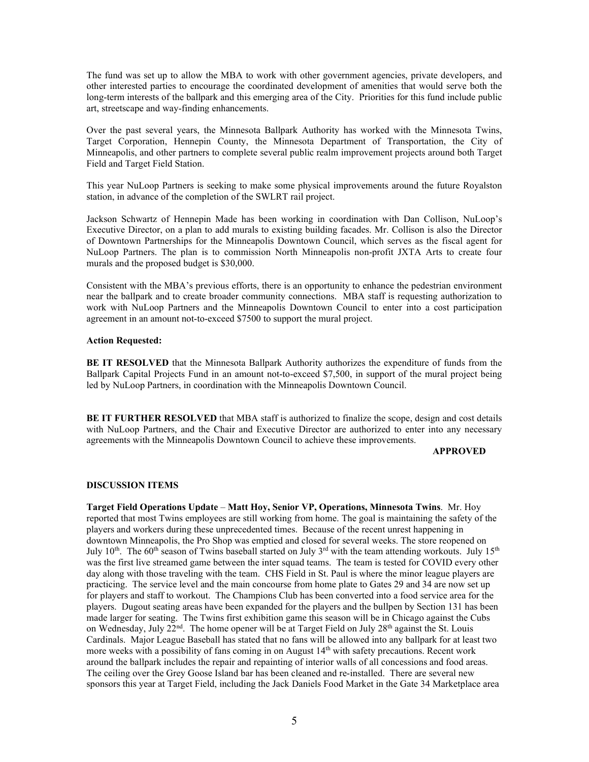The fund was set up to allow the MBA to work with other government agencies, private developers, and other interested parties to encourage the coordinated development of amenities that would serve both the long-term interests of the ballpark and this emerging area of the City. Priorities for this fund include public art, streetscape and way-finding enhancements.

Over the past several years, the Minnesota Ballpark Authority has worked with the Minnesota Twins, Target Corporation, Hennepin County, the Minnesota Department of Transportation, the City of Minneapolis, and other partners to complete several public realm improvement projects around both Target Field and Target Field Station.

This year NuLoop Partners is seeking to make some physical improvements around the future Royalston station, in advance of the completion of the SWLRT rail project.

Jackson Schwartz of Hennepin Made has been working in coordination with Dan Collison, NuLoop's Executive Director, on a plan to add murals to existing building facades. Mr. Collison is also the Director of Downtown Partnerships for the Minneapolis Downtown Council, which serves as the fiscal agent for NuLoop Partners. The plan is to commission North Minneapolis non-profit JXTA Arts to create four murals and the proposed budget is $30,000.

Consistent with the MBA's previous efforts, there is an opportunity to enhance the pedestrian environment near the ballpark and to create broader community connections. MBA staff is requesting authorization to work with NuLoop Partners and the Minneapolis Downtown Council to enter into a cost participation agreement in an amount not-to-exceed $7500 to support the mural project.

**Action Requested:**

**BE IT RESOLVED** that the Minnesota Ballpark Authority authorizes the expenditure of funds from the Ballpark Capital Projects Fund in an amount not-to-exceed $7,500, in support of the mural project being led by NuLoop Partners, in coordination with the Minneapolis Downtown Council.

**BE IT FURTHER RESOLVED** that MBA staff is authorized to finalize the scope, design and cost details with NuLoop Partners, and the Chair and Executive Director are authorized to enter into any necessary agreements with the Minneapolis Downtown Council to achieve these improvements.

**APPROVED**

**DISCUSSION ITEMS**

**Target Field Operations Update** – **Matt Hoy, Senior VP, Operations, Minnesota Twins**. Mr. Hoy reported that most Twins employees are still working from home. The goal is maintaining the safety of the players and workers during these unprecedented times. Because of the recent unrest happening in downtown Minneapolis, the Pro Shop was emptied and closed for several weeks. The store reopened on July 10th. The 60th season of Twins baseball started on July 3rd with the team attending workouts. July 15th was the first live streamed game between the inter squad teams. The team is tested for COVID every other day along with those traveling with the team. CHS Field in St. Paul is where the minor league players are practicing. The service level and the main concourse from home plate to Gates 29 and 34 are now set up for players and staff to workout. The Champions Club has been converted into a food service area for the players. Dugout seating areas have been expanded for the players and the bullpen by Section 131 has been made larger for seating. The Twins first exhibition game this season will be in Chicago against the Cubs on Wednesday, July 22nd. The home opener will be at Target Field on July 28th against the St. Louis Cardinals. Major League Baseball has stated that no fans will be allowed into any ballpark for at least two more weeks with a possibility of fans coming in on August 14th with safety precautions. Recent work around the ballpark includes the repair and repainting of interior walls of all concessions and food areas. The ceiling over the Grey Goose Island bar has been cleaned and re-installed. There are several new sponsors this year at Target Field, including the Jack Daniels Food Market in the Gate 34 Marketplace area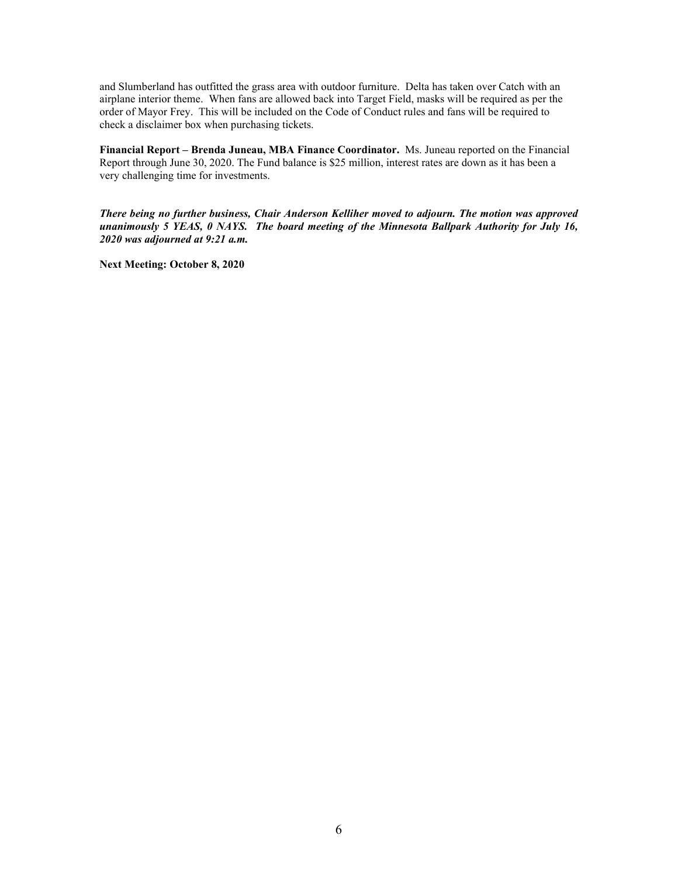and Slumberland has outfitted the grass area with outdoor furniture. Delta has taken over Catch with an airplane interior theme. When fans are allowed back into Target Field, masks will be required as per the order of Mayor Frey. This will be included on the Code of Conduct rules and fans will be required to check a disclaimer box when purchasing tickets.

**Financial Report – Brenda Juneau, MBA Finance Coordinator.** Ms. Juneau reported on the Financial Report through June 30, 2020. The Fund balance is $25 million, interest rates are down as it has been a very challenging time for investments.

***There being no further business, Chair Anderson Kelliher moved to adjourn. The motion was approved unanimously 5 YEAS, 0 NAYS. The board meeting of the Minnesota Ballpark Authority for July 16, 2020 was adjourned at 9:21 a.m.***

**Next Meeting: October 8, 2020**